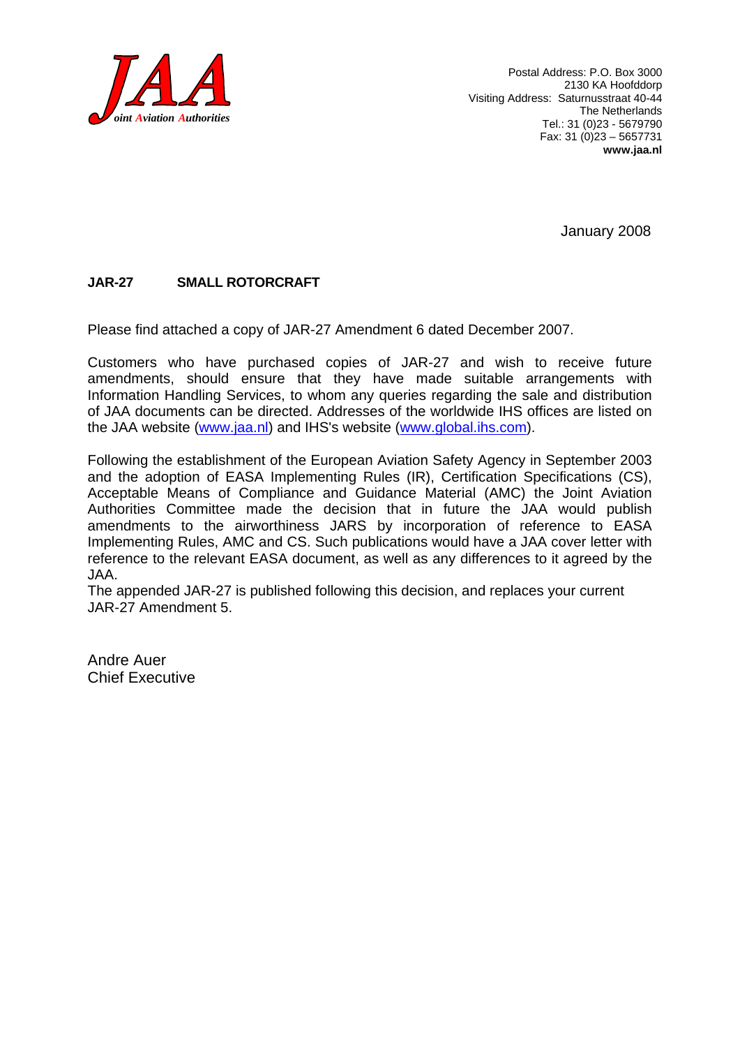**JAA**
*Joint Aviation Authorities*

Postal Address: P.O. Box 3000
2130 KA Hoofddorp
Visiting Address: Saturnusstraat 40-44
The Netherlands
Tel.: 31 (0)23 - 5679790
Fax: 31 (0)23 – 5657731
**www.jaa.nl**

January 2008

**JAR-27 SMALL ROTORCRAFT**

Please find attached a copy of JAR-27 Amendment 6 dated December 2007.

Customers who have purchased copies of JAR-27 and wish to receive future amendments, should ensure that they have made suitable arrangements with Information Handling Services, to whom any queries regarding the sale and distribution of JAA documents can be directed. Addresses of the worldwide IHS offices are listed on the JAA website (www.jaa.nl) and IHS's website (www.global.ihs.com).

Following the establishment of the European Aviation Safety Agency in September 2003 and the adoption of EASA Implementing Rules (IR), Certification Specifications (CS), Acceptable Means of Compliance and Guidance Material (AMC) the Joint Aviation Authorities Committee made the decision that in future the JAA would publish amendments to the airworthiness JARS by incorporation of reference to EASA Implementing Rules, AMC and CS. Such publications would have a JAA cover letter with reference to the relevant EASA document, as well as any differences to it agreed by the JAA.
The appended JAR-27 is published following this decision, and replaces your current JAR-27 Amendment 5.

Andre Auer
Chief Executive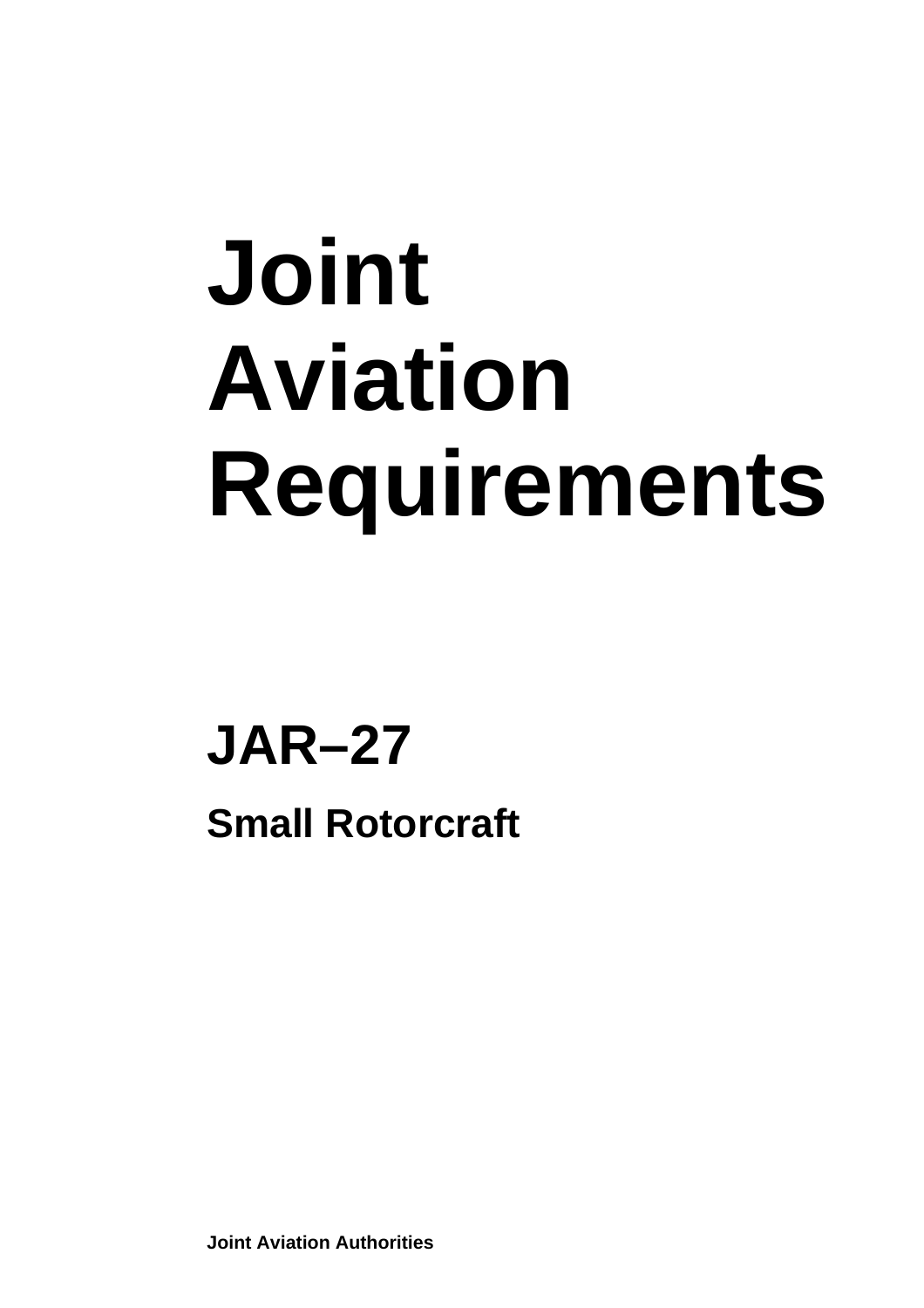# Joint Aviation Requirements

## JAR–27

### Small Rotorcraft

**Joint Aviation Authorities**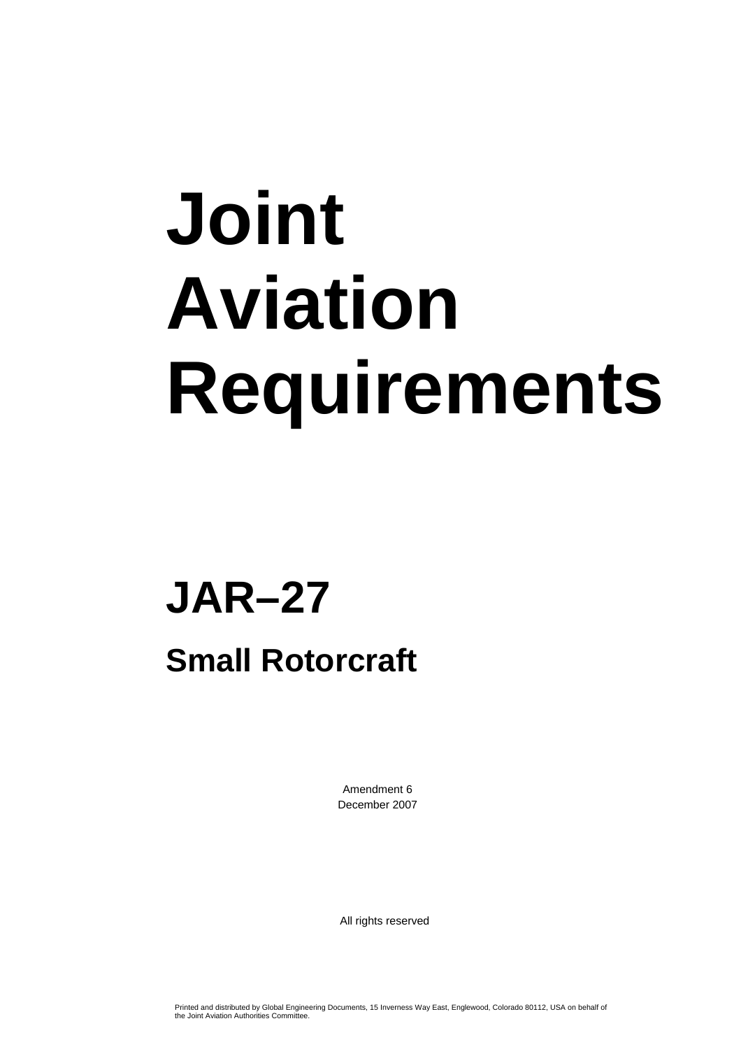# Joint Aviation Requirements

## JAR–27

### Small Rotorcraft

Amendment 6
December 2007

All rights reserved

Printed and distributed by Global Engineering Documents, 15 Inverness Way East, Englewood, Colorado 80112, USA on behalf of the Joint Aviation Authorities Committee.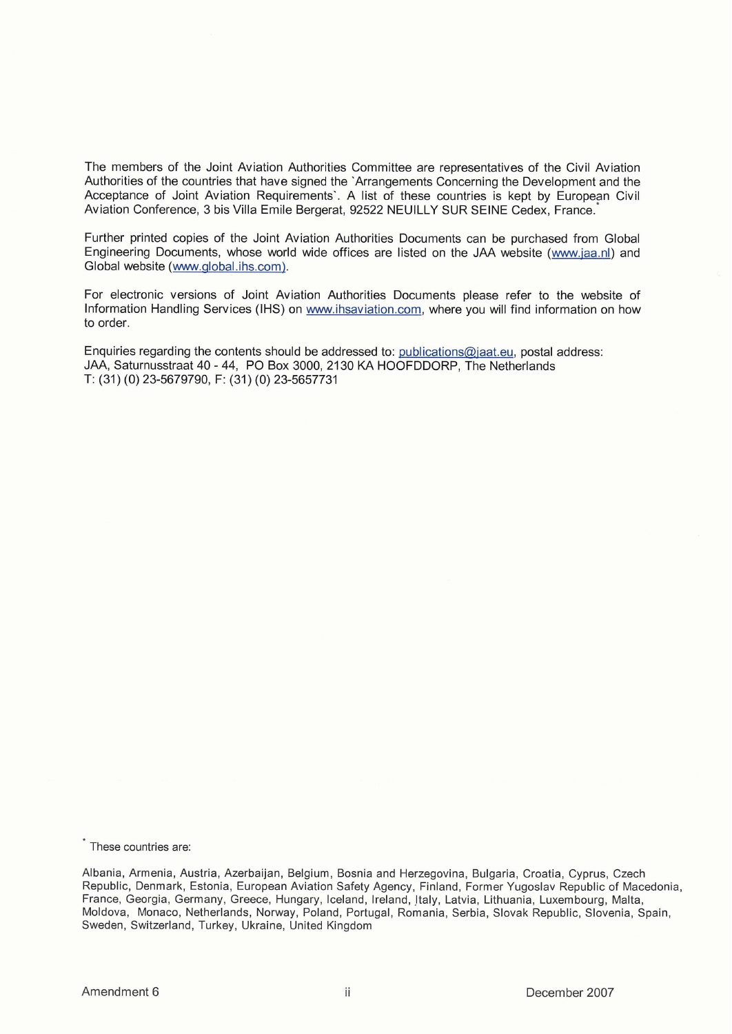The members of the Joint Aviation Authorities Committee are representatives of the Civil Aviation Authorities of the countries that have signed the `Arrangements Concerning the Development and the Acceptance of Joint Aviation Requirements`. A list of these countries is kept by European Civil Aviation Conference, 3 bis Villa Emile Bergerat, 92522 NEUILLY SUR SEINE Cedex, France.*

Further printed copies of the Joint Aviation Authorities Documents can be purchased from Global Engineering Documents, whose world wide offices are listed on the JAA website (www.jaa.nl) and Global website (www.global.ihs.com).

For electronic versions of Joint Aviation Authorities Documents please refer to the website of Information Handling Services (IHS) on www.ihsaviation.com, where you will find information on how to order.

Enquiries regarding the contents should be addressed to: publications@jaat.eu, postal address:
JAA, Saturnusstraat 40 - 44, PO Box 3000, 2130 KA HOOFDDORP, The Netherlands
T: (31) (0) 23-5679790, F: (31) (0) 23-5657731

* These countries are:

Albania, Armenia, Austria, Azerbaijan, Belgium, Bosnia and Herzegovina, Bulgaria, Croatia, Cyprus, Czech Republic, Denmark, Estonia, European Aviation Safety Agency, Finland, Former Yugoslav Republic of Macedonia, France, Georgia, Germany, Greece, Hungary, Iceland, Ireland, Italy, Latvia, Lithuania, Luxembourg, Malta, Moldova, Monaco, Netherlands, Norway, Poland, Portugal, Romania, Serbia, Slovak Republic, Slovenia, Spain, Sweden, Switzerland, Turkey, Ukraine, United Kingdom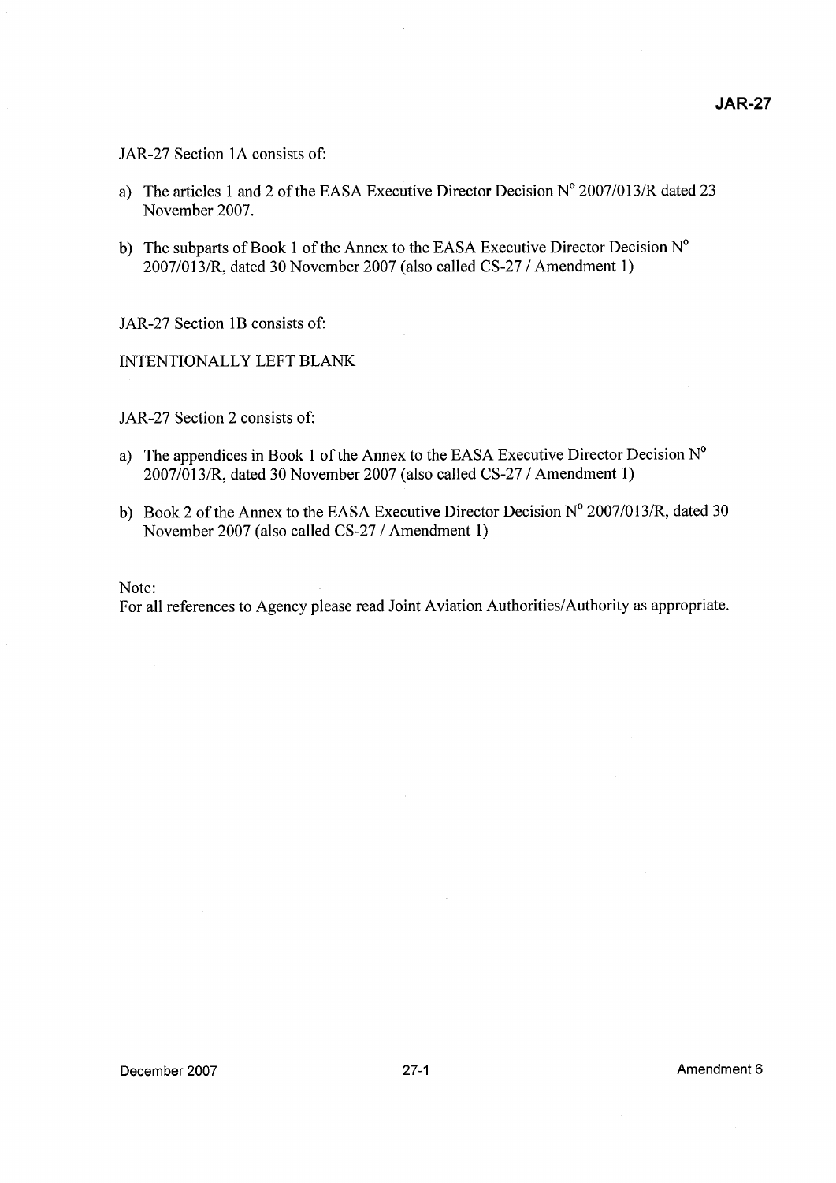JAR-27 Section 1A consists of:

a) The articles 1 and 2 of the EASA Executive Director Decision N° 2007/013/R dated 23 November 2007.

b) The subparts of Book 1 of the Annex to the EASA Executive Director Decision N° 2007/013/R, dated 30 November 2007 (also called CS-27 / Amendment 1)

JAR-27 Section 1B consists of:

INTENTIONALLY LEFT BLANK

JAR-27 Section 2 consists of:

a) The appendices in Book 1 of the Annex to the EASA Executive Director Decision N° 2007/013/R, dated 30 November 2007 (also called CS-27 / Amendment 1)

b) Book 2 of the Annex to the EASA Executive Director Decision N° 2007/013/R, dated 30 November 2007 (also called CS-27 / Amendment 1)

Note:
For all references to Agency please read Joint Aviation Authorities/Authority as appropriate.